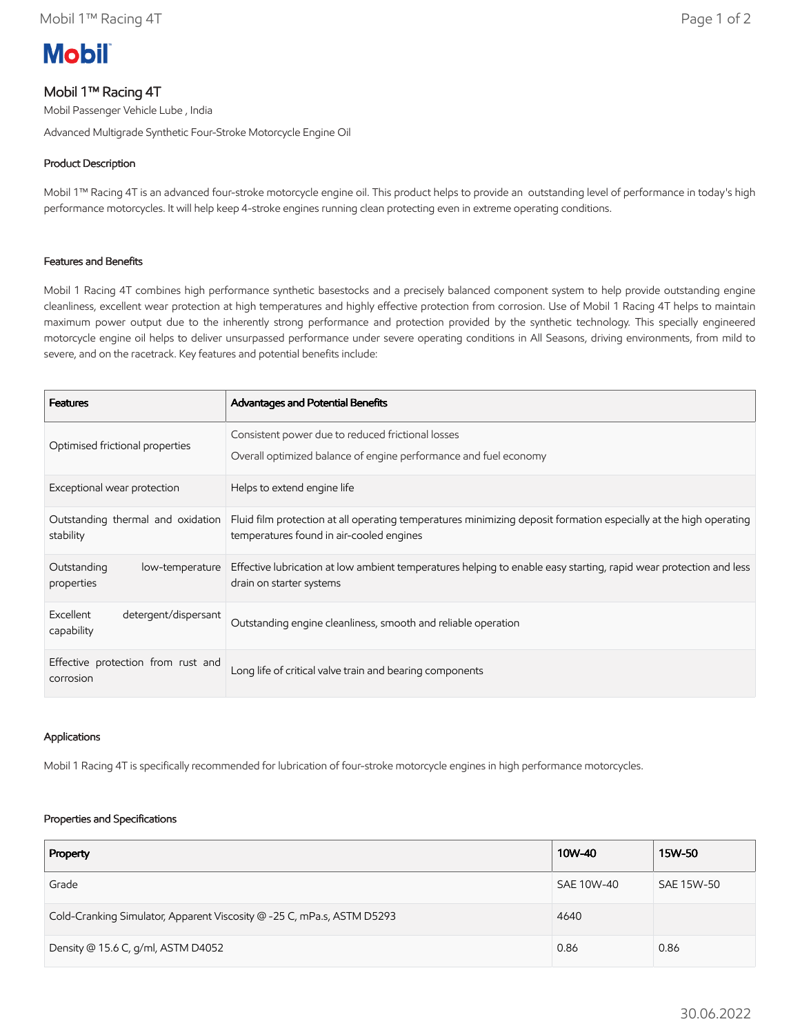# Mobil 1™ Racing 4T

Mobil Passenger Vehicle Lube , India

Advanced Multigrade Synthetic Four-Stroke Motorcycle Engine Oil

## Product Description

Mobil 1™ Racing 4T is an advanced four-stroke motorcycle engine oil. This product helps to provide an outstanding level of performance in today's high performance motorcycles. It will help keep 4-stroke engines running clean protecting even in extreme operating conditions.

## Features and Benefits

Mobil 1 Racing 4T combines high performance synthetic basestocks and a precisely balanced component system to help provide outstanding engine cleanliness, excellent wear protection at high temperatures and highly effective protection from corrosion. Use of Mobil 1 Racing 4T helps to maintain maximum power output due to the inherently strong performance and protection provided by the synthetic technology. This specially engineered motorcycle engine oil helps to deliver unsurpassed performance under severe operating conditions in All Seasons, driving environments, from mild to severe, and on the racetrack. Key features and potential benefits include:

| Features | Advantages and Potential Benefits |
|---|---|
| Optimised frictional properties | Consistent power due to reduced frictional losses<br>Overall optimized balance of engine performance and fuel economy |
| Exceptional wear protection | Helps to extend engine life |
| Outstanding thermal and oxidation stability | Fluid film protection at all operating temperatures minimizing deposit formation especially at the high operating temperatures found in air-cooled engines |
| Outstanding low-temperature properties | Effective lubrication at low ambient temperatures helping to enable easy starting, rapid wear protection and less drain on starter systems |
| Excellent detergent/dispersant capability | Outstanding engine cleanliness, smooth and reliable operation |
| Effective protection from rust and corrosion | Long life of critical valve train and bearing components |

## Applications

Mobil 1 Racing 4T is specifically recommended for lubrication of four-stroke motorcycle engines in high performance motorcycles.

## Properties and Specifications

| Property | 10W-40 | 15W-50 |
|---|---|---|
| Grade | SAE 10W-40 | SAE 15W-50 |
| Cold-Cranking Simulator, Apparent Viscosity @ -25 C, mPa.s, ASTM D5293 | 4640 | |
| Density @ 15.6 C, g/ml, ASTM D4052 | 0.86 | 0.86 |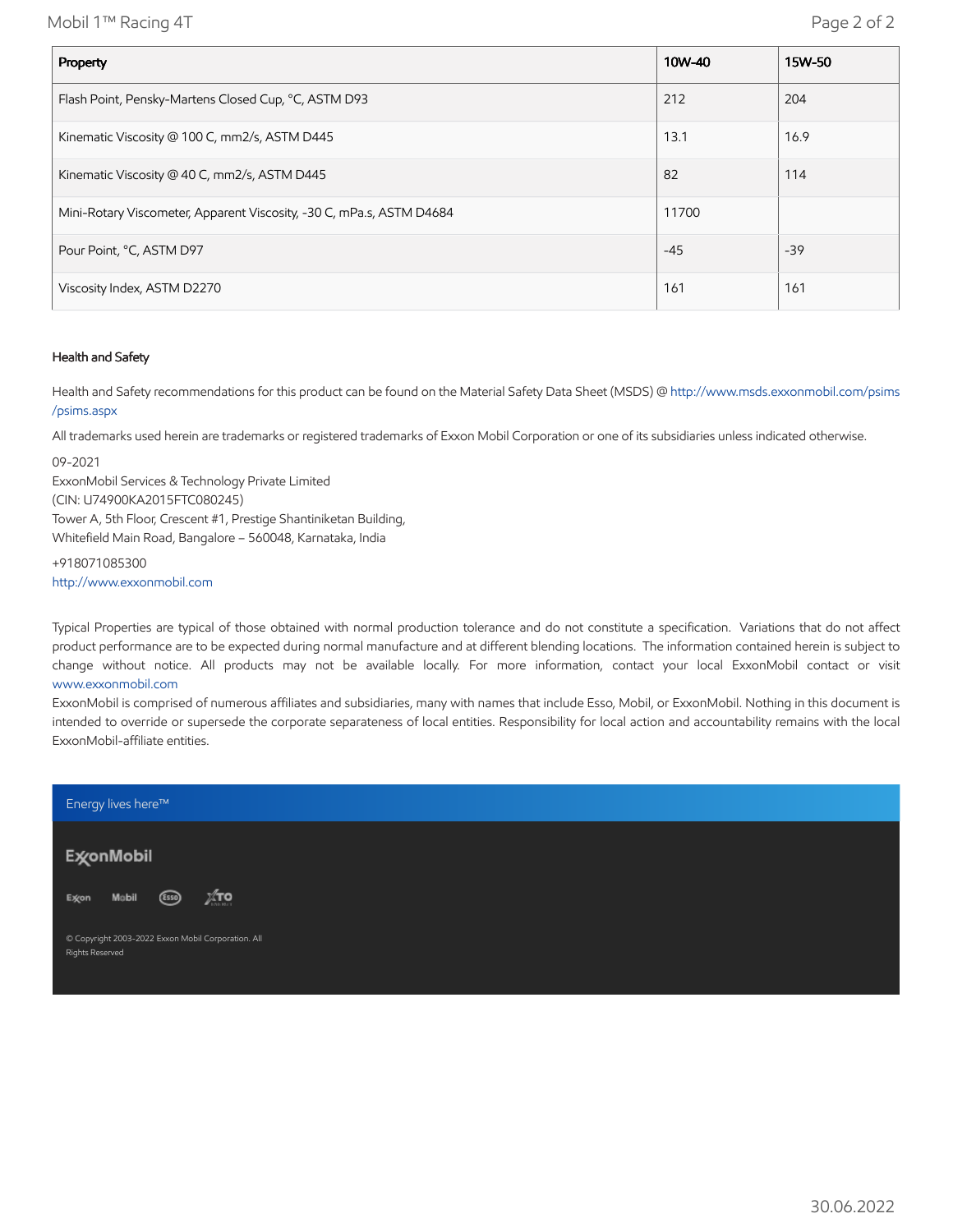| Property | 10W-40 | 15W-50 |
|---|---|---|
| Flash Point, Pensky-Martens Closed Cup, °C, ASTM D93 | 212 | 204 |
| Kinematic Viscosity @ 100 C, mm2/s, ASTM D445 | 13.1 | 16.9 |
| Kinematic Viscosity @ 40 C, mm2/s, ASTM D445 | 82 | 114 |
| Mini-Rotary Viscometer, Apparent Viscosity, -30 C, mPa.s, ASTM D4684 | 11700 | |
| Pour Point, °C, ASTM D97 | -45 | -39 |
| Viscosity Index, ASTM D2270 | 161 | 161 |

### Health and Safety

Health and Safety recommendations for this product can be found on the Material Safety Data Sheet (MSDS) @ http://www.msds.exxonmobil.com/psims/psims.aspx

All trademarks used herein are trademarks or registered trademarks of Exxon Mobil Corporation or one of its subsidiaries unless indicated otherwise.

09-2021
ExxonMobil Services & Technology Private Limited
(CIN: U74900KA2015FTC080245)
Tower A, 5th Floor, Crescent #1, Prestige Shantiniketan Building,
Whitefield Main Road, Bangalore – 560048, Karnataka, India

+918071085300
http://www.exxonmobil.com

Typical Properties are typical of those obtained with normal production tolerance and do not constitute a specification. Variations that do not affect product performance are to be expected during normal manufacture and at different blending locations. The information contained herein is subject to change without notice. All products may not be available locally. For more information, contact your local ExxonMobil contact or visit www.exxonmobil.com

ExxonMobil is comprised of numerous affiliates and subsidiaries, many with names that include Esso, Mobil, or ExxonMobil. Nothing in this document is intended to override or supersede the corporate separateness of local entities. Responsibility for local action and accountability remains with the local ExxonMobil-affiliate entities.

Energy lives here™

ExxonMobil

Exxon Mobil Esso XTO

© Copyright 2003-2022 Exxon Mobil Corporation. All Rights Reserved

30.06.2022